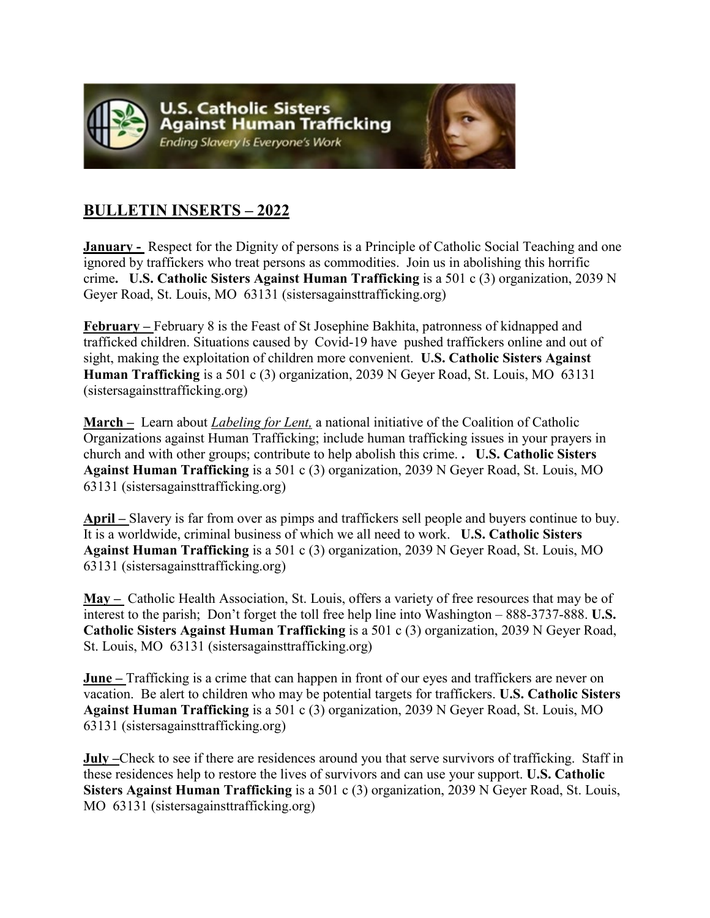## BULLETIN INSERTS – 2022

**January -** Respect for the Dignity of persons is a Principle of Catholic Social Teaching and one ignored by traffickers who treat persons as commodities. Join us in abolishing this horrific crime**. U.S. Catholic Sisters Against Human Trafficking** is a 501 c (3) organization, 2039 N Geyer Road, St. Louis, MO 63131 (sistersagainsttrafficking.org)

**February –** February 8 is the Feast of St Josephine Bakhita, patronness of kidnapped and trafficked children. Situations caused by Covid-19 have pushed traffickers online and out of sight, making the exploitation of children more convenient. **U.S. Catholic Sisters Against Human Trafficking** is a 501 c (3) organization, 2039 N Geyer Road, St. Louis, MO 63131 (sistersagainsttrafficking.org)

**March –** Learn about *Labeling for Lent,* a national initiative of the Coalition of Catholic Organizations against Human Trafficking; include human trafficking issues in your prayers in church and with other groups; contribute to help abolish this crime. **. U.S. Catholic Sisters Against Human Trafficking** is a 501 c (3) organization, 2039 N Geyer Road, St. Louis, MO 63131 (sistersagainsttrafficking.org)

**April –** Slavery is far from over as pimps and traffickers sell people and buyers continue to buy. It is a worldwide, criminal business of which we all need to work. **U.S. Catholic Sisters Against Human Trafficking** is a 501 c (3) organization, 2039 N Geyer Road, St. Louis, MO 63131 (sistersagainsttrafficking.org)

**May –** Catholic Health Association, St. Louis, offers a variety of free resources that may be of interest to the parish; Don't forget the toll free help line into Washington – 888-3737-888. **U.S. Catholic Sisters Against Human Trafficking** is a 501 c (3) organization, 2039 N Geyer Road, St. Louis, MO 63131 (sistersagainsttrafficking.org)

**June –** Trafficking is a crime that can happen in front of our eyes and traffickers are never on vacation. Be alert to children who may be potential targets for traffickers. **U.S. Catholic Sisters Against Human Trafficking** is a 501 c (3) organization, 2039 N Geyer Road, St. Louis, MO 63131 (sistersagainsttrafficking.org)

**July –**Check to see if there are residences around you that serve survivors of trafficking. Staff in these residences help to restore the lives of survivors and can use your support. **U.S. Catholic Sisters Against Human Trafficking** is a 501 c (3) organization, 2039 N Geyer Road, St. Louis, MO 63131 (sistersagainsttrafficking.org)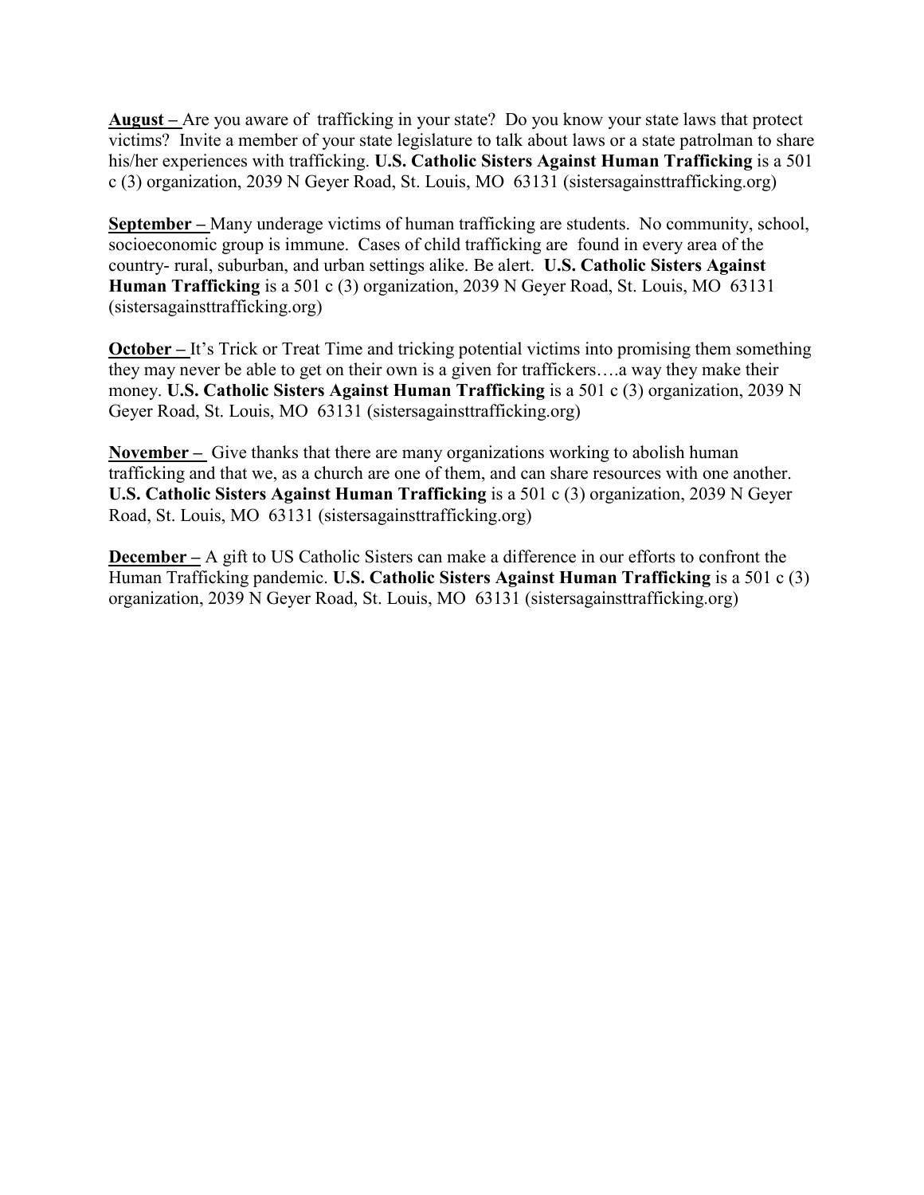**August –** Are you aware of trafficking in your state? Do you know your state laws that protect victims? Invite a member of your state legislature to talk about laws or a state patrolman to share his/her experiences with trafficking. **U.S. Catholic Sisters Against Human Trafficking** is a 501 c (3) organization, 2039 N Geyer Road, St. Louis, MO 63131 (sistersagainsttrafficking.org)

**September –** Many underage victims of human trafficking are students. No community, school, socioeconomic group is immune. Cases of child trafficking are found in every area of the country- rural, suburban, and urban settings alike. Be alert. **U.S. Catholic Sisters Against Human Trafficking** is a 501 c (3) organization, 2039 N Geyer Road, St. Louis, MO 63131 (sistersagainsttrafficking.org)

**October –** It's Trick or Treat Time and tricking potential victims into promising them something they may never be able to get on their own is a given for traffickers….a way they make their money. **U.S. Catholic Sisters Against Human Trafficking** is a 501 c (3) organization, 2039 N Geyer Road, St. Louis, MO 63131 (sistersagainsttrafficking.org)

**November –** Give thanks that there are many organizations working to abolish human trafficking and that we, as a church are one of them, and can share resources with one another. **U.S. Catholic Sisters Against Human Trafficking** is a 501 c (3) organization, 2039 N Geyer Road, St. Louis, MO 63131 (sistersagainsttrafficking.org)

**December –** A gift to US Catholic Sisters can make a difference in our efforts to confront the Human Trafficking pandemic. **U.S. Catholic Sisters Against Human Trafficking** is a 501 c (3) organization, 2039 N Geyer Road, St. Louis, MO 63131 (sistersagainsttrafficking.org)